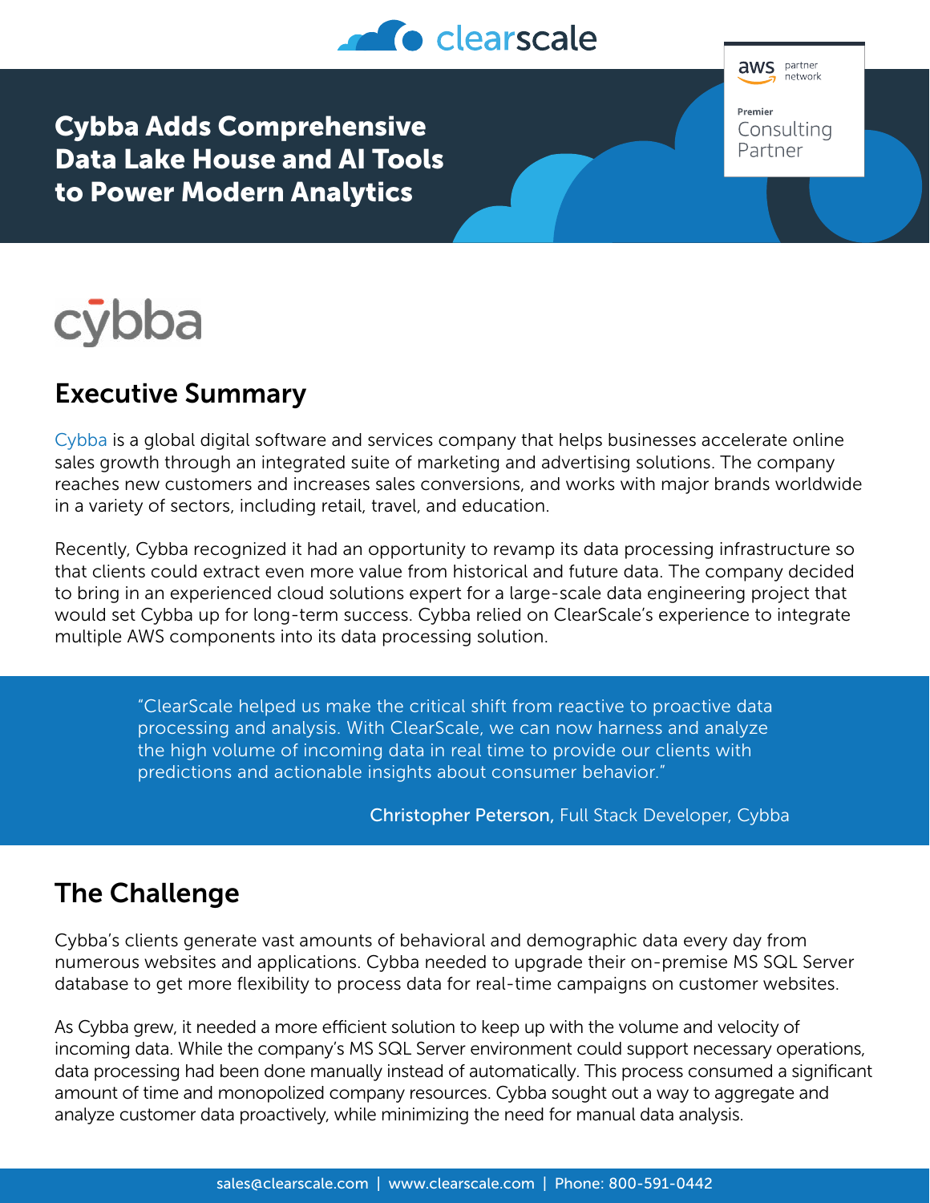# Cybba Adds Comprehensive Data Lake House and AI Tools to Power Modern Analytics

## Executive Summary

Cybba is a global digital software and services company that helps businesses accelerate online sales growth through an integrated suite of marketing and advertising solutions. The company reaches new customers and increases sales conversions, and works with major brands worldwide in a variety of sectors, including retail, travel, and education.

Recently, Cybba recognized it had an opportunity to revamp its data processing infrastructure so that clients could extract even more value from historical and future data. The company decided to bring in an experienced cloud solutions expert for a large-scale data engineering project that would set Cybba up for long-term success. Cybba relied on ClearScale's experience to integrate multiple AWS components into its data processing solution.

> "ClearScale helped us make the critical shift from reactive to proactive data processing and analysis. With ClearScale, we can now harness and analyze the high volume of incoming data in real time to provide our clients with predictions and actionable insights about consumer behavior."
>
> **Christopher Peterson,** Full Stack Developer, Cybba

## The Challenge

Cybba's clients generate vast amounts of behavioral and demographic data every day from numerous websites and applications. Cybba needed to upgrade their on-premise MS SQL Server database to get more flexibility to process data for real-time campaigns on customer websites.

As Cybba grew, it needed a more efficient solution to keep up with the volume and velocity of incoming data. While the company's MS SQL Server environment could support necessary operations, data processing had been done manually instead of automatically. This process consumed a significant amount of time and monopolized company resources. Cybba sought out a way to aggregate and analyze customer data proactively, while minimizing the need for manual data analysis.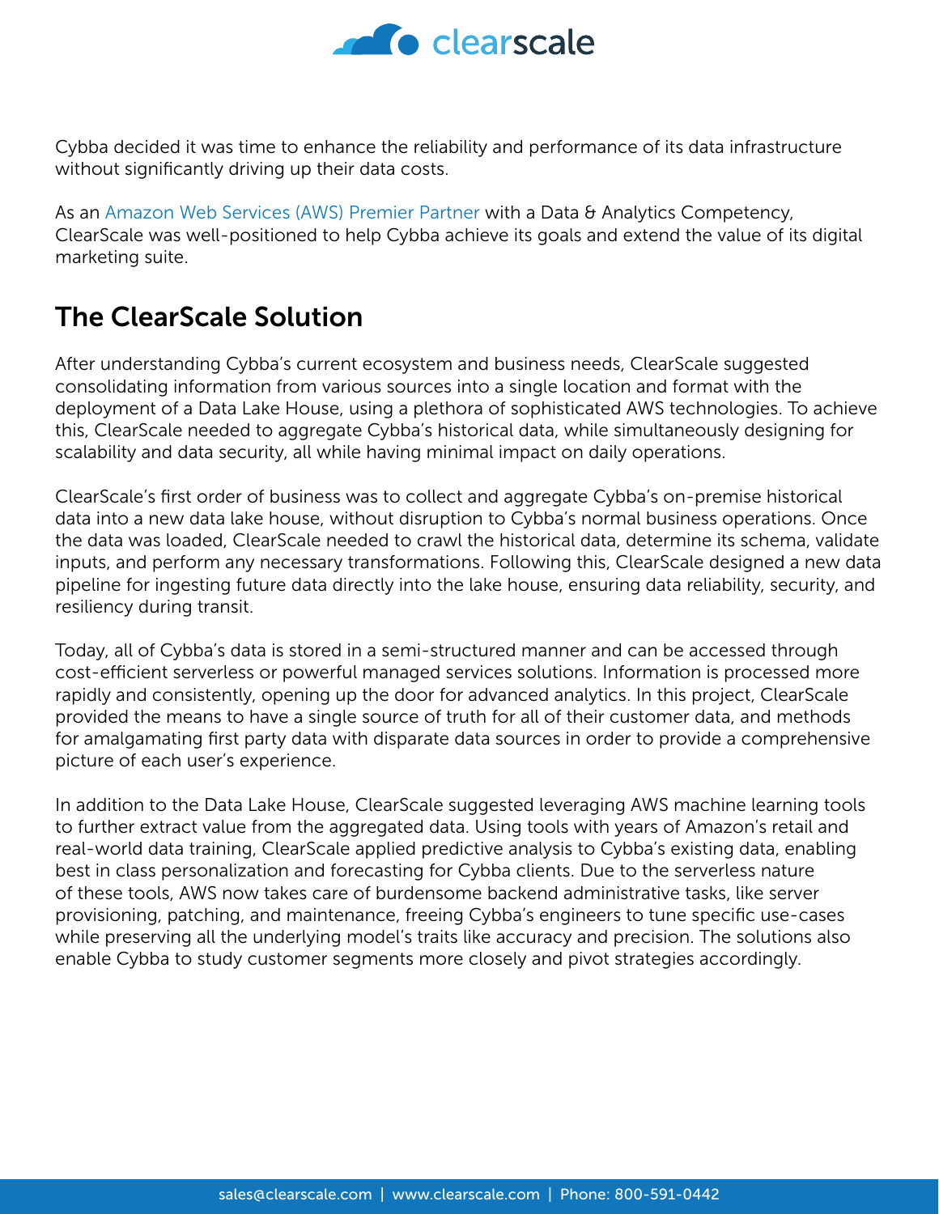Cybba decided it was time to enhance the reliability and performance of its data infrastructure without significantly driving up their data costs.

As an Amazon Web Services (AWS) Premier Partner with a Data & Analytics Competency, ClearScale was well-positioned to help Cybba achieve its goals and extend the value of its digital marketing suite.

## The ClearScale Solution

After understanding Cybba's current ecosystem and business needs, ClearScale suggested consolidating information from various sources into a single location and format with the deployment of a Data Lake House, using a plethora of sophisticated AWS technologies. To achieve this, ClearScale needed to aggregate Cybba's historical data, while simultaneously designing for scalability and data security, all while having minimal impact on daily operations.

ClearScale's first order of business was to collect and aggregate Cybba's on-premise historical data into a new data lake house, without disruption to Cybba's normal business operations. Once the data was loaded, ClearScale needed to crawl the historical data, determine its schema, validate inputs, and perform any necessary transformations. Following this, ClearScale designed a new data pipeline for ingesting future data directly into the lake house, ensuring data reliability, security, and resiliency during transit.

Today, all of Cybba's data is stored in a semi-structured manner and can be accessed through cost-efficient serverless or powerful managed services solutions. Information is processed more rapidly and consistently, opening up the door for advanced analytics. In this project, ClearScale provided the means to have a single source of truth for all of their customer data, and methods for amalgamating first party data with disparate data sources in order to provide a comprehensive picture of each user's experience.

In addition to the Data Lake House, ClearScale suggested leveraging AWS machine learning tools to further extract value from the aggregated data. Using tools with years of Amazon's retail and real-world data training, ClearScale applied predictive analysis to Cybba's existing data, enabling best in class personalization and forecasting for Cybba clients. Due to the serverless nature of these tools, AWS now takes care of burdensome backend administrative tasks, like server provisioning, patching, and maintenance, freeing Cybba's engineers to tune specific use-cases while preserving all the underlying model's traits like accuracy and precision. The solutions also enable Cybba to study customer segments more closely and pivot strategies accordingly.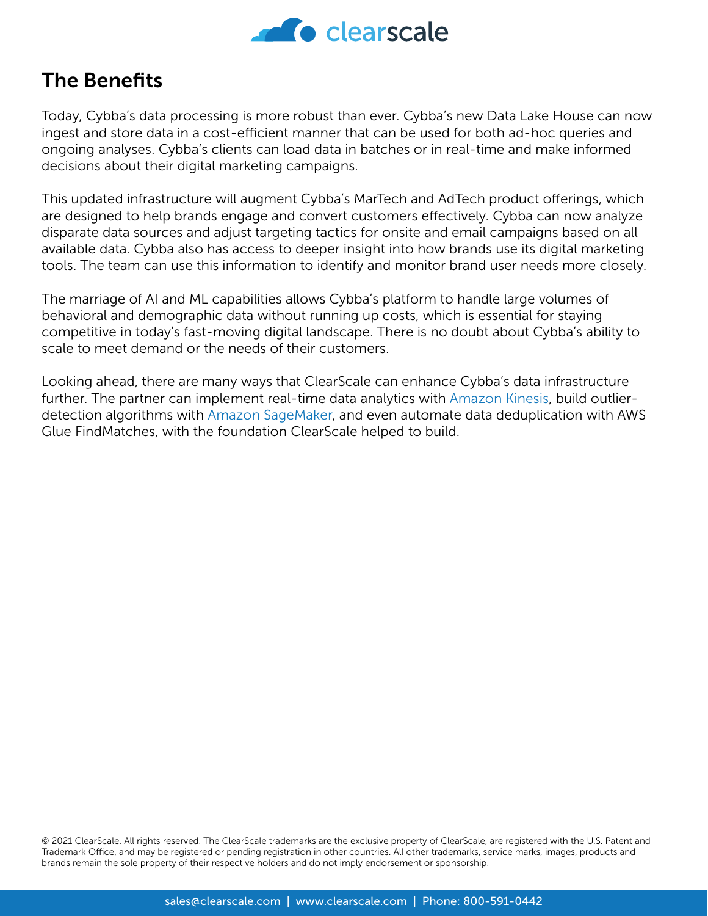## The Benefits

Today, Cybba's data processing is more robust than ever. Cybba's new Data Lake House can now ingest and store data in a cost-efficient manner that can be used for both ad-hoc queries and ongoing analyses. Cybba's clients can load data in batches or in real-time and make informed decisions about their digital marketing campaigns.

This updated infrastructure will augment Cybba's MarTech and AdTech product offerings, which are designed to help brands engage and convert customers effectively. Cybba can now analyze disparate data sources and adjust targeting tactics for onsite and email campaigns based on all available data. Cybba also has access to deeper insight into how brands use its digital marketing tools. The team can use this information to identify and monitor brand user needs more closely.

The marriage of AI and ML capabilities allows Cybba's platform to handle large volumes of behavioral and demographic data without running up costs, which is essential for staying competitive in today's fast-moving digital landscape. There is no doubt about Cybba's ability to scale to meet demand or the needs of their customers.

Looking ahead, there are many ways that ClearScale can enhance Cybba's data infrastructure further. The partner can implement real-time data analytics with Amazon Kinesis, build outlier-detection algorithms with Amazon SageMaker, and even automate data deduplication with AWS Glue FindMatches, with the foundation ClearScale helped to build.

© 2021 ClearScale. All rights reserved. The ClearScale trademarks are the exclusive property of ClearScale, are registered with the U.S. Patent and Trademark Office, and may be registered or pending registration in other countries. All other trademarks, service marks, images, products and brands remain the sole property of their respective holders and do not imply endorsement or sponsorship.

sales@clearscale.com | www.clearscale.com | Phone: 800-591-0442